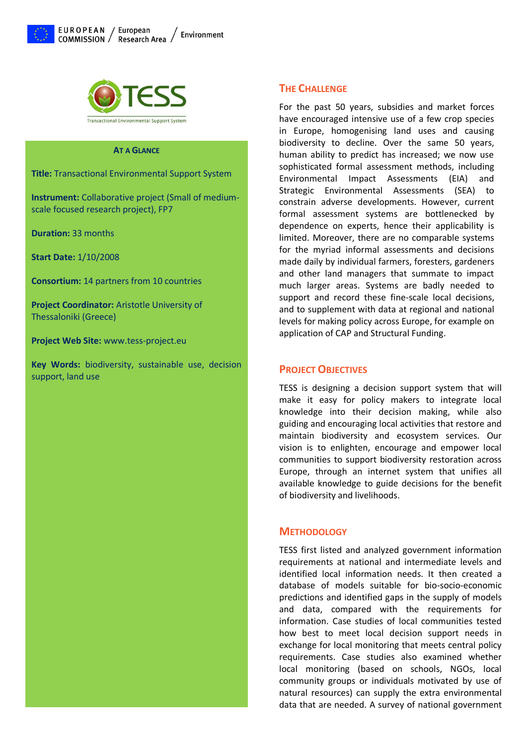EUROPEAN COMMISSION / European Research Area / Environment

TESS

Transactional Environmental Support System

## AT A GLANCE

**Title:** Transactional Environmental Support System

**Instrument:** Collaborative project (Small of medium-scale focused research project), FP7

**Duration:** 33 months

**Start Date:** 1/10/2008

**Consortium:** 14 partners from 10 countries

**Project Coordinator:** Aristotle University of Thessaloniki (Greece)

**Project Web Site:** www.tess-project.eu

**Key Words:** biodiversity, sustainable use, decision support, land use

## THE CHALLENGE

For the past 50 years, subsidies and market forces have encouraged intensive use of a few crop species in Europe, homogenising land uses and causing biodiversity to decline. Over the same 50 years, human ability to predict has increased; we now use sophisticated formal assessment methods, including Environmental Impact Assessments (EIA) and Strategic Environmental Assessments (SEA) to constrain adverse developments. However, current formal assessment systems are bottlenecked by dependence on experts, hence their applicability is limited. Moreover, there are no comparable systems for the myriad informal assessments and decisions made daily by individual farmers, foresters, gardeners and other land managers that summate to impact much larger areas. Systems are badly needed to support and record these fine-scale local decisions, and to supplement with data at regional and national levels for making policy across Europe, for example on application of CAP and Structural Funding.

## PROJECT OBJECTIVES

TESS is designing a decision support system that will make it easy for policy makers to integrate local knowledge into their decision making, while also guiding and encouraging local activities that restore and maintain biodiversity and ecosystem services. Our vision is to enlighten, encourage and empower local communities to support biodiversity restoration across Europe, through an internet system that unifies all available knowledge to guide decisions for the benefit of biodiversity and livelihoods.

## METHODOLOGY

TESS first listed and analyzed government information requirements at national and intermediate levels and identified local information needs. It then created a database of models suitable for bio-socio-economic predictions and identified gaps in the supply of models and data, compared with the requirements for information. Case studies of local communities tested how best to meet local decision support needs in exchange for local monitoring that meets central policy requirements. Case studies also examined whether local monitoring (based on schools, NGOs, local community groups or individuals motivated by use of natural resources) can supply the extra environmental data that are needed. A survey of national government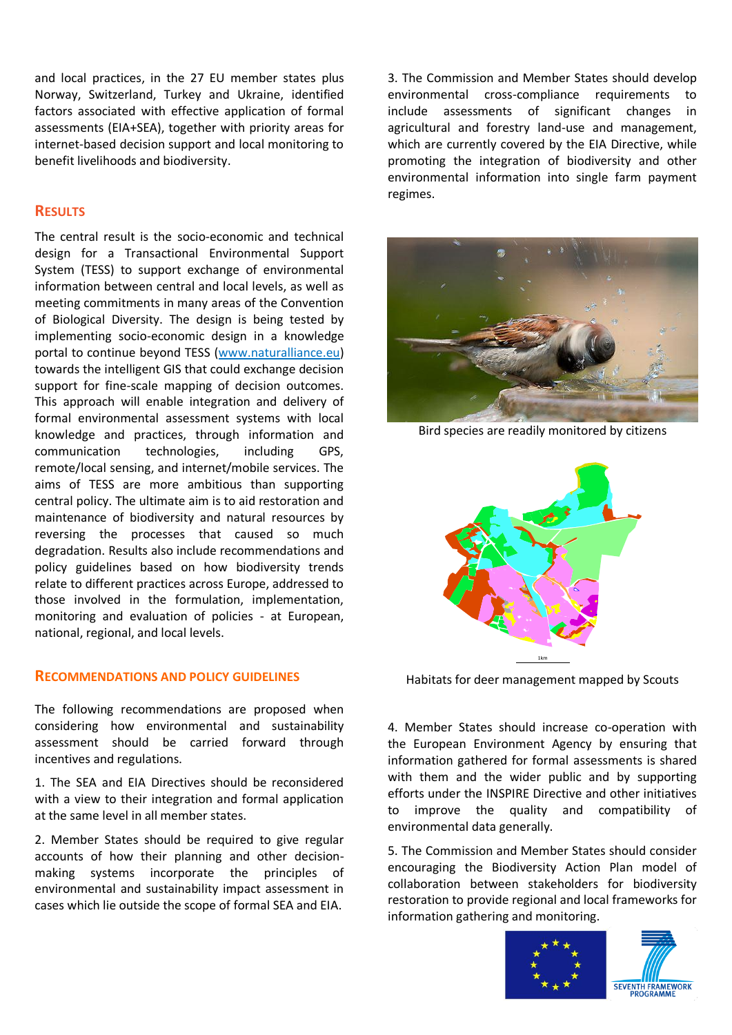and local practices, in the 27 EU member states plus Norway, Switzerland, Turkey and Ukraine, identified factors associated with effective application of formal assessments (EIA+SEA), together with priority areas for internet-based decision support and local monitoring to benefit livelihoods and biodiversity.

## Results

The central result is the socio-economic and technical design for a Transactional Environmental Support System (TESS) to support exchange of environmental information between central and local levels, as well as meeting commitments in many areas of the Convention of Biological Diversity. The design is being tested by implementing socio-economic design in a knowledge portal to continue beyond TESS (www.naturalliance.eu) towards the intelligent GIS that could exchange decision support for fine-scale mapping of decision outcomes. This approach will enable integration and delivery of formal environmental assessment systems with local knowledge and practices, through information and communication technologies, including GPS, remote/local sensing, and internet/mobile services. The aims of TESS are more ambitious than supporting central policy. The ultimate aim is to aid restoration and maintenance of biodiversity and natural resources by reversing the processes that caused so much degradation. Results also include recommendations and policy guidelines based on how biodiversity trends relate to different practices across Europe, addressed to those involved in the formulation, implementation, monitoring and evaluation of policies - at European, national, regional, and local levels.

## Recommendations and Policy Guidelines

The following recommendations are proposed when considering how environmental and sustainability assessment should be carried forward through incentives and regulations.

1. The SEA and EIA Directives should be reconsidered with a view to their integration and formal application at the same level in all member states.

2. Member States should be required to give regular accounts of how their planning and other decision-making systems incorporate the principles of environmental and sustainability impact assessment in cases which lie outside the scope of formal SEA and EIA.

3. The Commission and Member States should develop environmental cross-compliance requirements to include assessments of significant changes in agricultural and forestry land-use and management, which are currently covered by the EIA Directive, while promoting the integration of biodiversity and other environmental information into single farm payment regimes.

Bird species are readily monitored by citizens

Habitats for deer management mapped by Scouts

4. Member States should increase co-operation with the European Environment Agency by ensuring that information gathered for formal assessments is shared with them and the wider public and by supporting efforts under the INSPIRE Directive and other initiatives to improve the quality and compatibility of environmental data generally.

5. The Commission and Member States should consider encouraging the Biodiversity Action Plan model of collaboration between stakeholders for biodiversity restoration to provide regional and local frameworks for information gathering and monitoring.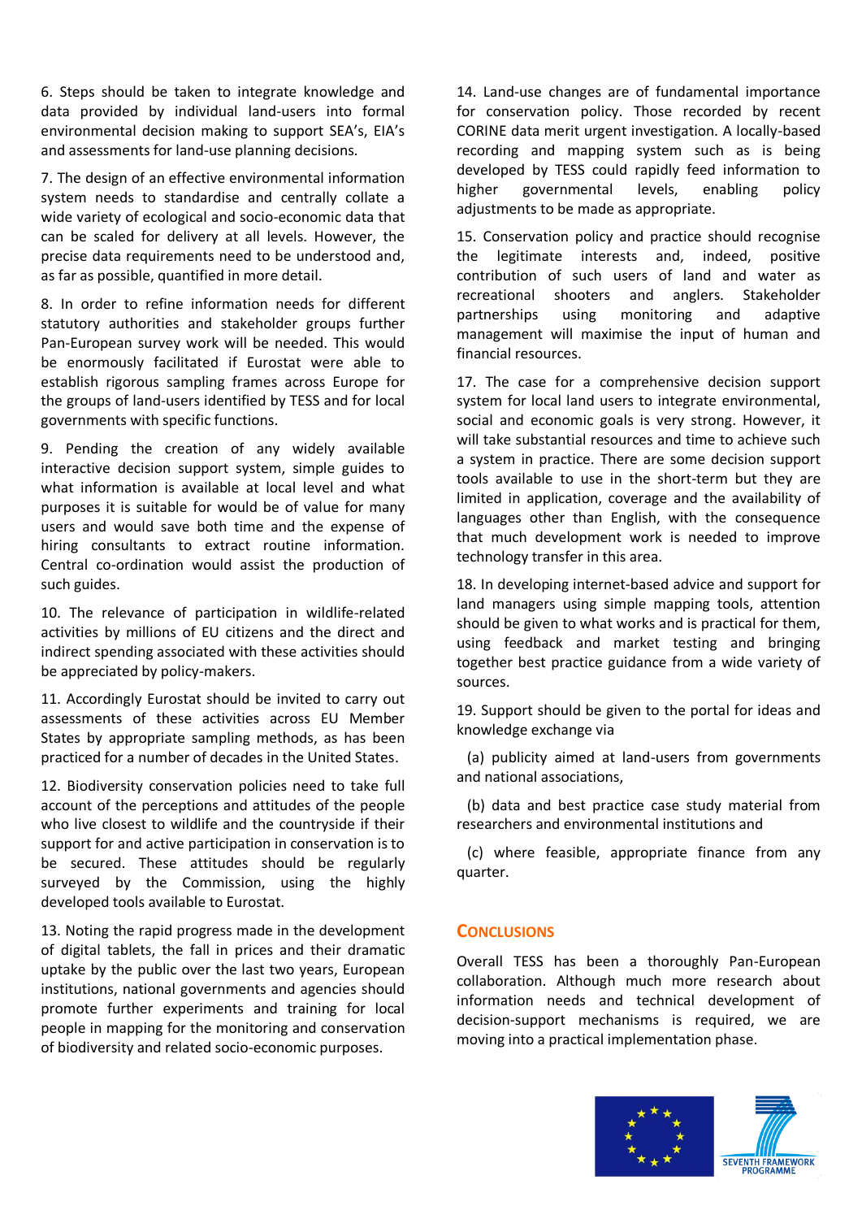6. Steps should be taken to integrate knowledge and data provided by individual land-users into formal environmental decision making to support SEA's, EIA's and assessments for land-use planning decisions.

7. The design of an effective environmental information system needs to standardise and centrally collate a wide variety of ecological and socio-economic data that can be scaled for delivery at all levels. However, the precise data requirements need to be understood and, as far as possible, quantified in more detail.

8. In order to refine information needs for different statutory authorities and stakeholder groups further Pan-European survey work will be needed. This would be enormously facilitated if Eurostat were able to establish rigorous sampling frames across Europe for the groups of land-users identified by TESS and for local governments with specific functions.

9. Pending the creation of any widely available interactive decision support system, simple guides to what information is available at local level and what purposes it is suitable for would be of value for many users and would save both time and the expense of hiring consultants to extract routine information. Central co-ordination would assist the production of such guides.

10. The relevance of participation in wildlife-related activities by millions of EU citizens and the direct and indirect spending associated with these activities should be appreciated by policy-makers.

11. Accordingly Eurostat should be invited to carry out assessments of these activities across EU Member States by appropriate sampling methods, as has been practiced for a number of decades in the United States.

12. Biodiversity conservation policies need to take full account of the perceptions and attitudes of the people who live closest to wildlife and the countryside if their support for and active participation in conservation is to be secured. These attitudes should be regularly surveyed by the Commission, using the highly developed tools available to Eurostat.

13. Noting the rapid progress made in the development of digital tablets, the fall in prices and their dramatic uptake by the public over the last two years, European institutions, national governments and agencies should promote further experiments and training for local people in mapping for the monitoring and conservation of biodiversity and related socio-economic purposes.

14. Land-use changes are of fundamental importance for conservation policy. Those recorded by recent CORINE data merit urgent investigation. A locally-based recording and mapping system such as is being developed by TESS could rapidly feed information to higher governmental levels, enabling policy adjustments to be made as appropriate.

15. Conservation policy and practice should recognise the legitimate interests and, indeed, positive contribution of such users of land and water as recreational shooters and anglers. Stakeholder partnerships using monitoring and adaptive management will maximise the input of human and financial resources.

17. The case for a comprehensive decision support system for local land users to integrate environmental, social and economic goals is very strong. However, it will take substantial resources and time to achieve such a system in practice. There are some decision support tools available to use in the short-term but they are limited in application, coverage and the availability of languages other than English, with the consequence that much development work is needed to improve technology transfer in this area.

18. In developing internet-based advice and support for land managers using simple mapping tools, attention should be given to what works and is practical for them, using feedback and market testing and bringing together best practice guidance from a wide variety of sources.

19. Support should be given to the portal for ideas and knowledge exchange via

(a) publicity aimed at land-users from governments and national associations,

(b) data and best practice case study material from researchers and environmental institutions and

(c) where feasible, appropriate finance from any quarter.

## Conclusions

Overall TESS has been a thoroughly Pan-European collaboration. Although much more research about information needs and technical development of decision-support mechanisms is required, we are moving into a practical implementation phase.

SEVENTH FRAMEWORK PROGRAMME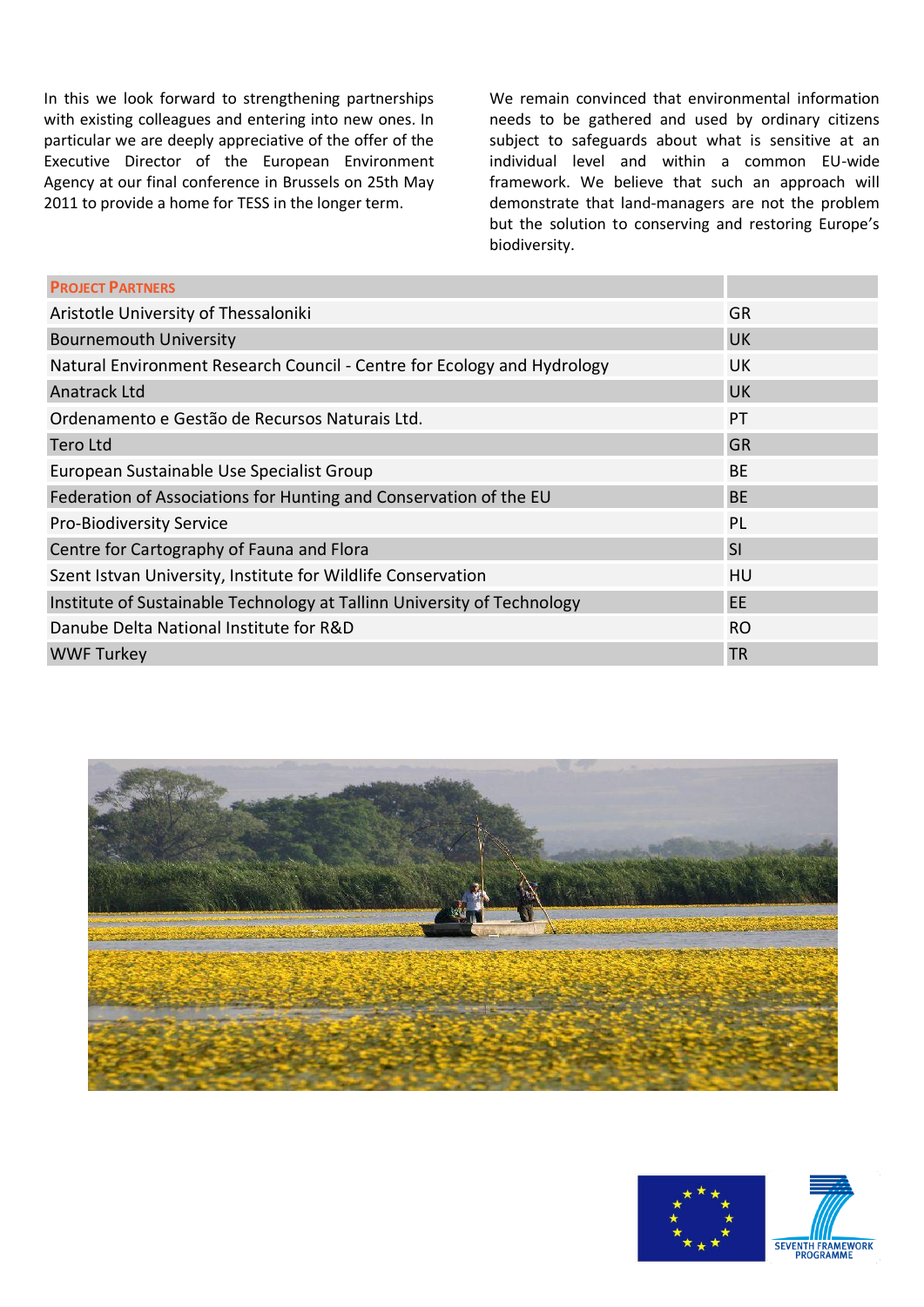In this we look forward to strengthening partnerships with existing colleagues and entering into new ones. In particular we are deeply appreciative of the offer of the Executive Director of the European Environment Agency at our final conference in Brussels on 25th May 2011 to provide a home for TESS in the longer term.

We remain convinced that environmental information needs to be gathered and used by ordinary citizens subject to safeguards about what is sensitive at an individual level and within a common EU-wide framework. We believe that such an approach will demonstrate that land-managers are not the problem but the solution to conserving and restoring Europe's biodiversity.

| Project Partners | |
|---|---|
| Aristotle University of Thessaloniki | GR |
| Bournemouth University | UK |
| Natural Environment Research Council - Centre for Ecology and Hydrology | UK |
| Anatrack Ltd | UK |
| Ordenamento e Gestão de Recursos Naturais Ltd. | PT |
| Tero Ltd | GR |
| European Sustainable Use Specialist Group | BE |
| Federation of Associations for Hunting and Conservation of the EU | BE |
| Pro-Biodiversity Service | PL |
| Centre for Cartography of Fauna and Flora | SI |
| Szent Istvan University, Institute for Wildlife Conservation | HU |
| Institute of Sustainable Technology at Tallinn University of Technology | EE |
| Danube Delta National Institute for R&D | RO |
| WWF Turkey | TR |

SEVENTH FRAMEWORK PROGRAMME